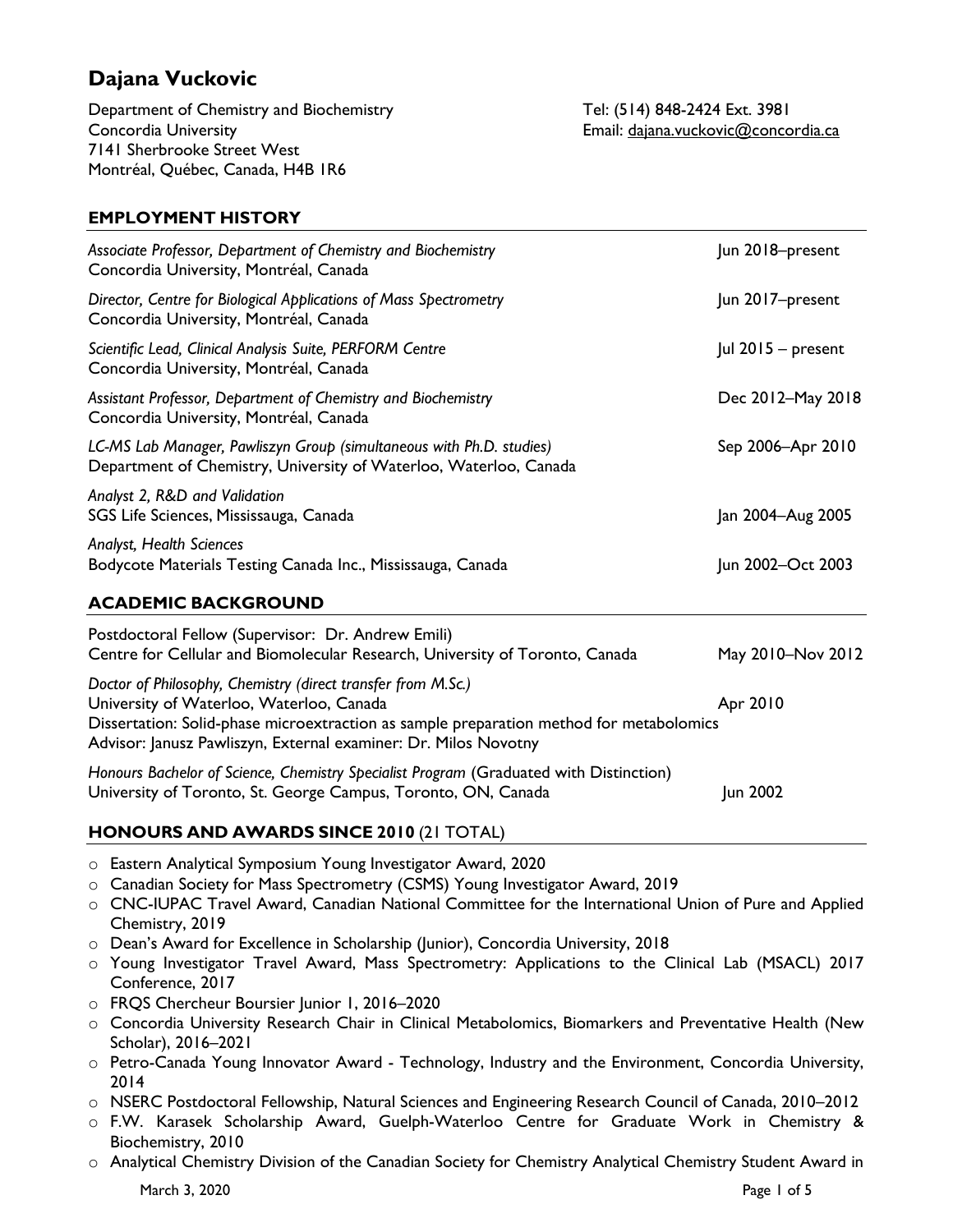# Dajana Vuckovic

Department of Chemistry and Biochemistry
Concordia University
7141 Sherbrooke Street West
Montréal, Québec, Canada, H4B 1R6

Tel: (514) 848-2424 Ext. 3981
Email: dajana.vuckovic@concordia.ca

## EMPLOYMENT HISTORY

*Associate Professor, Department of Chemistry and Biochemistry* — Jun 2018–present
Concordia University, Montréal, Canada

*Director, Centre for Biological Applications of Mass Spectrometry* — Jun 2017–present
Concordia University, Montréal, Canada

*Scientific Lead, Clinical Analysis Suite, PERFORM Centre* — Jul 2015 – present
Concordia University, Montréal, Canada

*Assistant Professor, Department of Chemistry and Biochemistry* — Dec 2012–May 2018
Concordia University, Montréal, Canada

*LC-MS Lab Manager, Pawliszyn Group (simultaneous with Ph.D. studies)* — Sep 2006–Apr 2010
Department of Chemistry, University of Waterloo, Waterloo, Canada

*Analyst 2, R&D and Validation*
SGS Life Sciences, Mississauga, Canada — Jan 2004–Aug 2005

*Analyst, Health Sciences*
Bodycote Materials Testing Canada Inc., Mississauga, Canada — Jun 2002–Oct 2003

## ACADEMIC BACKGROUND

Postdoctoral Fellow (Supervisor: Dr. Andrew Emili)
Centre for Cellular and Biomolecular Research, University of Toronto, Canada — May 2010–Nov 2012

*Doctor of Philosophy, Chemistry (direct transfer from M.Sc.)*
University of Waterloo, Waterloo, Canada — Apr 2010
Dissertation: Solid-phase microextraction as sample preparation method for metabolomics
Advisor: Janusz Pawliszyn, External examiner: Dr. Milos Novotny

*Honours Bachelor of Science, Chemistry Specialist Program* (Graduated with Distinction)
University of Toronto, St. George Campus, Toronto, ON, Canada — Jun 2002

## HONOURS AND AWARDS SINCE 2010 (21 TOTAL)

- Eastern Analytical Symposium Young Investigator Award, 2020
- Canadian Society for Mass Spectrometry (CSMS) Young Investigator Award, 2019
- CNC-IUPAC Travel Award, Canadian National Committee for the International Union of Pure and Applied Chemistry, 2019
- Dean's Award for Excellence in Scholarship (Junior), Concordia University, 2018
- Young Investigator Travel Award, Mass Spectrometry: Applications to the Clinical Lab (MSACL) 2017 Conference, 2017
- FRQS Chercheur Boursier Junior 1, 2016–2020
- Concordia University Research Chair in Clinical Metabolomics, Biomarkers and Preventative Health (New Scholar), 2016–2021
- Petro-Canada Young Innovator Award - Technology, Industry and the Environment, Concordia University, 2014
- NSERC Postdoctoral Fellowship, Natural Sciences and Engineering Research Council of Canada, 2010–2012
- F.W. Karasek Scholarship Award, Guelph-Waterloo Centre for Graduate Work in Chemistry & Biochemistry, 2010
- Analytical Chemistry Division of the Canadian Society for Chemistry Analytical Chemistry Student Award in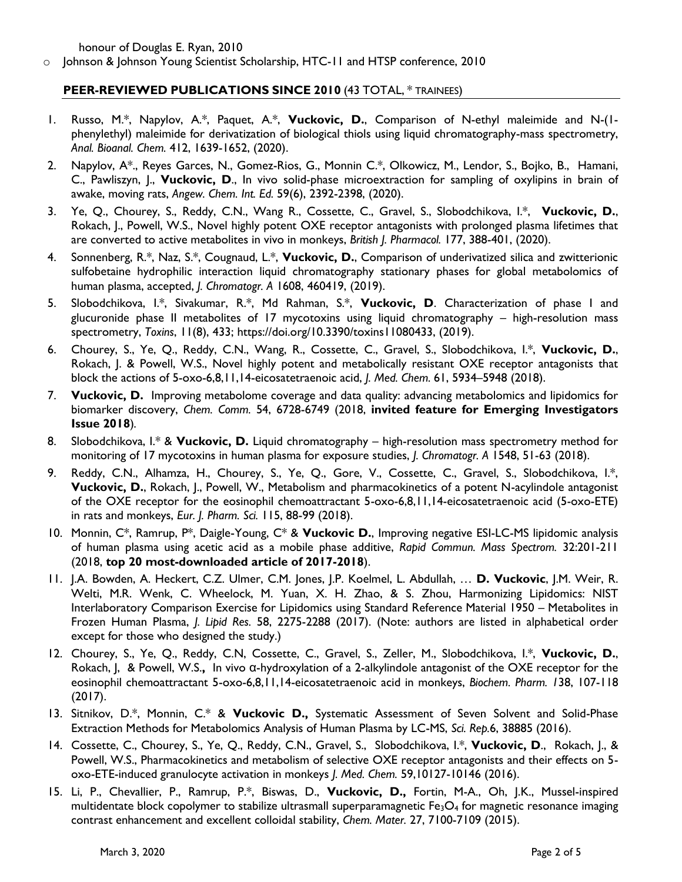honour of Douglas E. Ryan, 2010

- Johnson & Johnson Young Scientist Scholarship, HTC-11 and HTSP conference, 2010

### PEER-REVIEWED PUBLICATIONS SINCE 2010 (43 TOTAL, * TRAINEES)

1. Russo, M.*, Napylov, A.*, Paquet, A.*, **Vuckovic, D.**, Comparison of N-ethyl maleimide and N-(1-phenylethyl) maleimide for derivatization of biological thiols using liquid chromatography-mass spectrometry, *Anal. Bioanal. Chem.* 412, 1639-1652, (2020).
2. Napylov, A*., Reyes Garces, N., Gomez-Rios, G., Monnin C.*, Olkowicz, M., Lendor, S., Bojko, B., Hamani, C., Pawliszyn, J., **Vuckovic, D**., In vivo solid-phase microextraction for sampling of oxylipins in brain of awake, moving rats, *Angew. Chem. Int. Ed.* 59(6), 2392-2398, (2020).
3. Ye, Q., Chourey, S., Reddy, C.N., Wang R., Cossette, C., Gravel, S., Slobodchikova, I.*, **Vuckovic, D.**, Rokach, J., Powell, W.S., Novel highly potent OXE receptor antagonists with prolonged plasma lifetimes that are converted to active metabolites in vivo in monkeys, *British J. Pharmacol.* 177, 388-401, (2020).
4. Sonnenberg, R.*, Naz, S.*, Cougnaud, L.*, **Vuckovic, D.**, Comparison of underivatized silica and zwitterionic sulfobetaine hydrophilic interaction liquid chromatography stationary phases for global metabolomics of human plasma, accepted, *J. Chromatogr. A* 1608, 460419, (2019).
5. Slobodchikova, I.*, Sivakumar, R.*, Md Rahman, S.*, **Vuckovic, D**. Characterization of phase I and glucuronide phase II metabolites of 17 mycotoxins using liquid chromatography – high-resolution mass spectrometry, *Toxins*, 11(8), 433; https://doi.org/10.3390/toxins11080433, (2019).
6. Chourey, S., Ye, Q., Reddy, C.N., Wang, R., Cossette, C., Gravel, S., Slobodchikova, I.*, **Vuckovic, D.**, Rokach, J. & Powell, W.S., Novel highly potent and metabolically resistant OXE receptor antagonists that block the actions of 5-oxo-6,8,11,14-eicosatetraenoic acid, *J. Med. Chem.* 61, 5934–5948 (2018).
7. **Vuckovic, D.** Improving metabolome coverage and data quality: advancing metabolomics and lipidomics for biomarker discovery, *Chem. Comm.* 54, 6728-6749 (2018, **invited feature for Emerging Investigators Issue 2018**).
8. Slobodchikova, I.* & **Vuckovic, D.** Liquid chromatography – high-resolution mass spectrometry method for monitoring of 17 mycotoxins in human plasma for exposure studies, *J. Chromatogr. A* 1548, 51-63 (2018).
9. Reddy, C.N., Alhamza, H., Chourey, S., Ye, Q., Gore, V., Cossette, C., Gravel, S., Slobodchikova, I.*, **Vuckovic, D.**, Rokach, J., Powell, W., Metabolism and pharmacokinetics of a potent N-acylindole antagonist of the OXE receptor for the eosinophil chemoattractant 5-oxo-6,8,11,14-eicosatetraenoic acid (5-oxo-ETE) in rats and monkeys, *Eur. J. Pharm. Sci.* 115, 88-99 (2018).
10. Monnin, C*, Ramrup, P*, Daigle-Young, C* & **Vuckovic D.**, Improving negative ESI-LC-MS lipidomic analysis of human plasma using acetic acid as a mobile phase additive, *Rapid Commun. Mass Spectrom.* 32:201-211 (2018, **top 20 most-downloaded article of 2017-2018**).
11. J.A. Bowden, A. Heckert, C.Z. Ulmer, C.M. Jones, J.P. Koelmel, L. Abdullah, … **D. Vuckovic**, J.M. Weir, R. Welti, M.R. Wenk, C. Wheelock, M. Yuan, X. H. Zhao, & S. Zhou, Harmonizing Lipidomics: NIST Interlaboratory Comparison Exercise for Lipidomics using Standard Reference Material 1950 – Metabolites in Frozen Human Plasma, *J. Lipid Res.* 58, 2275-2288 (2017). (Note: authors are listed in alphabetical order except for those who designed the study.)
12. Chourey, S., Ye, Q., Reddy, C.N, Cossette, C., Gravel, S., Zeller, M., Slobodchikova, I.*, **Vuckovic, D.**, Rokach, J, & Powell, W.S.**,** In vivo α-hydroxylation of a 2-alkylindole antagonist of the OXE receptor for the eosinophil chemoattractant 5-oxo-6,8,11,14-eicosatetraenoic acid in monkeys, *Biochem. Pharm. 1*38, 107-118 (2017).
13. Sitnikov, D.*, Monnin, C.* & **Vuckovic D.,** Systematic Assessment of Seven Solvent and Solid-Phase Extraction Methods for Metabolomics Analysis of Human Plasma by LC-MS, *Sci. Rep.*6, 38885 (2016).
14. Cossette, C., Chourey, S., Ye, Q., Reddy, C.N., Gravel, S., Slobodchikova, I.*, **Vuckovic, D**., Rokach, J., & Powell, W.S., Pharmacokinetics and metabolism of selective OXE receptor antagonists and their effects on 5-oxo-ETE-induced granulocyte activation in monkeys *J. Med. Chem.* 59,10127-10146 (2016).
15. Li, P., Chevallier, P., Ramrup, P.*, Biswas, D., **Vuckovic, D.,** Fortin, M-A., Oh, J.K., Mussel-inspired multidentate block copolymer to stabilize ultrasmall superparamagnetic $Fe_3O_4$ for magnetic resonance imaging contrast enhancement and excellent colloidal stability, *Chem. Mater.* 27, 7100-7109 (2015).

March 3, 2020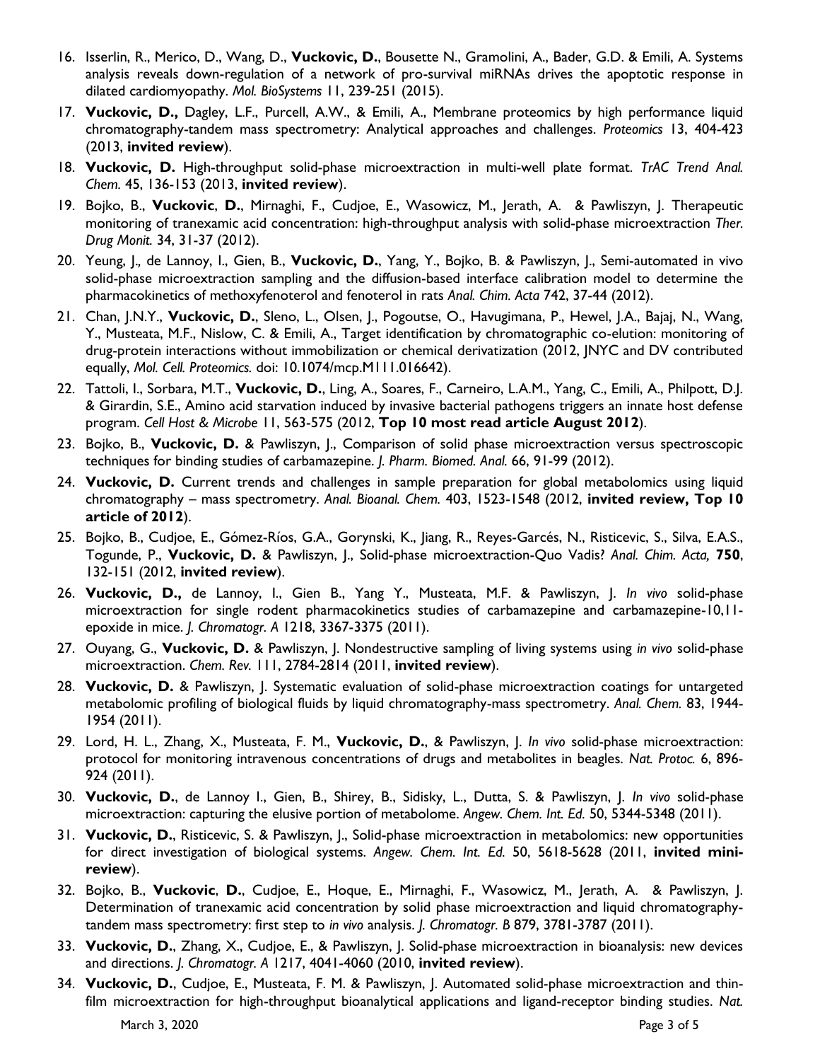16. Isserlin, R., Merico, D., Wang, D., **Vuckovic, D.**, Bousette N., Gramolini, A., Bader, G.D. & Emili, A. Systems analysis reveals down-regulation of a network of pro-survival miRNAs drives the apoptotic response in dilated cardiomyopathy. *Mol. BioSystems* 11, 239-251 (2015).
17. **Vuckovic, D.,** Dagley, L.F., Purcell, A.W., & Emili, A., Membrane proteomics by high performance liquid chromatography-tandem mass spectrometry: Analytical approaches and challenges. *Proteomics* 13, 404-423 (2013, **invited review**).
18. **Vuckovic, D.** High-throughput solid-phase microextraction in multi-well plate format. *TrAC Trend Anal. Chem.* 45, 136-153 (2013, **invited review**).
19. Bojko, B., **Vuckovic**, **D.**, Mirnaghi, F., Cudjoe, E., Wasowicz, M., Jerath, A. & Pawliszyn, J. Therapeutic monitoring of tranexamic acid concentration: high-throughput analysis with solid-phase microextraction *Ther. Drug Monit.* 34, 31-37 (2012).
20. Yeung, J.*,* de Lannoy, I., Gien, B., **Vuckovic, D.**, Yang, Y., Bojko, B. & Pawliszyn, J., Semi-automated in vivo solid-phase microextraction sampling and the diffusion-based interface calibration model to determine the pharmacokinetics of methoxyfenoterol and fenoterol in rats *Anal. Chim. Acta* 742, 37-44 (2012).
21. Chan, J.N.Y., **Vuckovic, D.**, Sleno, L., Olsen, J., Pogoutse, O., Havugimana, P., Hewel, J.A., Bajaj, N., Wang, Y., Musteata, M.F., Nislow, C. & Emili, A., Target identification by chromatographic co-elution: monitoring of drug-protein interactions without immobilization or chemical derivatization (2012, JNYC and DV contributed equally, *Mol. Cell. Proteomics.* doi: 10.1074/mcp.M111.016642).
22. Tattoli, I., Sorbara, M.T., **Vuckovic, D.**, Ling, A., Soares, F., Carneiro, L.A.M., Yang, C., Emili, A., Philpott, D.J. & Girardin, S.E., Amino acid starvation induced by invasive bacterial pathogens triggers an innate host defense program. *Cell Host & Microbe* 11, 563-575 (2012, **Top 10 most read article August 2012**).
23. Bojko, B., **Vuckovic, D.** & Pawliszyn, J., Comparison of solid phase microextraction versus spectroscopic techniques for binding studies of carbamazepine. *J. Pharm. Biomed. Anal.* 66, 91-99 (2012).
24. **Vuckovic, D.** Current trends and challenges in sample preparation for global metabolomics using liquid chromatography – mass spectrometry. *Anal. Bioanal. Chem.* 403, 1523-1548 (2012, **invited review, Top 10 article of 2012**).
25. Bojko, B., Cudjoe, E., Gómez-Ríos, G.A., Gorynski, K., Jiang, R., Reyes-Garcés, N., Risticevic, S., Silva, E.A.S., Togunde, P., **Vuckovic, D.** & Pawliszyn, J., Solid-phase microextraction-Quo Vadis? *Anal. Chim. Acta,* **750**, 132-151 (2012, **invited review**).
26. **Vuckovic, D.,** de Lannoy, I., Gien B., Yang Y., Musteata, M.F. & Pawliszyn, J. *In vivo* solid-phase microextraction for single rodent pharmacokinetics studies of carbamazepine and carbamazepine-10,11-epoxide in mice. *J. Chromatogr. A* 1218, 3367-3375 (2011).
27. Ouyang, G., **Vuckovic, D.** & Pawliszyn, J. Nondestructive sampling of living systems using *in vivo* solid-phase microextraction. *Chem. Rev.* 111, 2784-2814 (2011, **invited review**).
28. **Vuckovic, D.** & Pawliszyn, J. Systematic evaluation of solid-phase microextraction coatings for untargeted metabolomic profiling of biological fluids by liquid chromatography-mass spectrometry. *Anal. Chem.* 83, 1944-1954 (2011).
29. Lord, H. L., Zhang, X., Musteata, F. M., **Vuckovic, D.**, & Pawliszyn, J. *In vivo* solid-phase microextraction: protocol for monitoring intravenous concentrations of drugs and metabolites in beagles. *Nat. Protoc.* 6, 896-924 (2011).
30. **Vuckovic, D.**, de Lannoy I., Gien, B., Shirey, B., Sidisky, L., Dutta, S. & Pawliszyn, J. *In vivo* solid-phase microextraction: capturing the elusive portion of metabolome. *Angew. Chem. Int. Ed.* 50, 5344-5348 (2011).
31. **Vuckovic, D.**, Risticevic, S. & Pawliszyn, J., Solid-phase microextraction in metabolomics: new opportunities for direct investigation of biological systems. *Angew. Chem. Int. Ed.* 50, 5618-5628 (2011, **invited mini-review**).
32. Bojko, B., **Vuckovic**, **D.**, Cudjoe, E., Hoque, E., Mirnaghi, F., Wasowicz, M., Jerath, A. & Pawliszyn, J. Determination of tranexamic acid concentration by solid phase microextraction and liquid chromatography-tandem mass spectrometry: first step to *in vivo* analysis. *J. Chromatogr. B* 879, 3781-3787 (2011).
33. **Vuckovic, D.**, Zhang, X., Cudjoe, E., & Pawliszyn, J. Solid-phase microextraction in bioanalysis: new devices and directions. *J. Chromatogr. A* 1217, 4041-4060 (2010, **invited review**).
34. **Vuckovic, D.**, Cudjoe, E., Musteata, F. M. & Pawliszyn, J. Automated solid-phase microextraction and thin-film microextraction for high-throughput bioanalytical applications and ligand-receptor binding studies. *Nat.*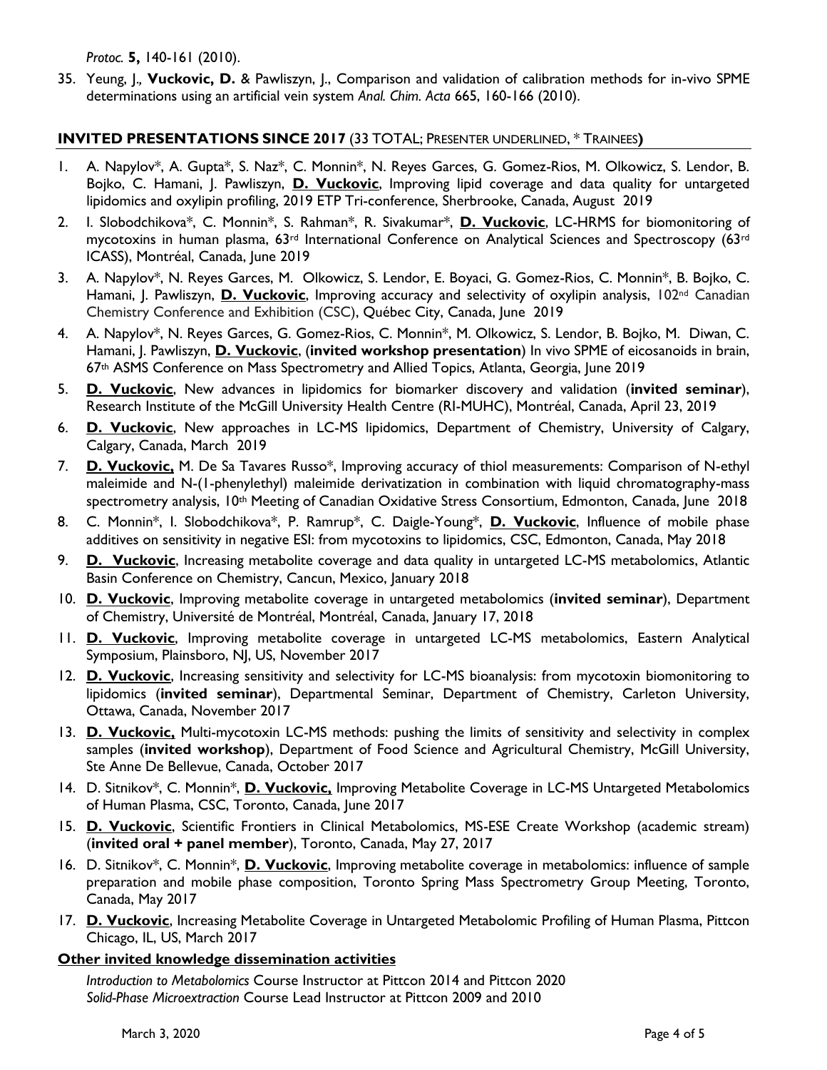*Protoc.* **5,** 140-161 (2010).

35. Yeung, J., **Vuckovic, D.** & Pawliszyn, J., Comparison and validation of calibration methods for in-vivo SPME determinations using an artificial vein system *Anal. Chim. Acta* 665, 160-166 (2010).

## INVITED PRESENTATIONS SINCE 2017 (33 TOTAL; PRESENTER UNDERLINED, * TRAINEES)

1. A. Napylov*, A. Gupta*, S. Naz*, C. Monnin*, N. Reyes Garces, G. Gomez-Rios, M. Olkowicz, S. Lendor, B. Bojko, C. Hamani, J. Pawliszyn, **D. Vuckovic**, Improving lipid coverage and data quality for untargeted lipidomics and oxylipin profiling, 2019 ETP Tri-conference, Sherbrooke, Canada, August 2019
2. I. Slobodchikova*, C. Monnin*, S. Rahman*, R. Sivakumar*, **D. Vuckovic**, LC-HRMS for biomonitoring of mycotoxins in human plasma, 63rd International Conference on Analytical Sciences and Spectroscopy (63rd ICASS), Montréal, Canada, June 2019
3. A. Napylov*, N. Reyes Garces, M. Olkowicz, S. Lendor, E. Boyaci, G. Gomez-Rios, C. Monnin*, B. Bojko, C. Hamani, J. Pawliszyn, **D. Vuckovic**, Improving accuracy and selectivity of oxylipin analysis, 102nd Canadian Chemistry Conference and Exhibition (CSC), Québec City, Canada, June 2019
4. A. Napylov*, N. Reyes Garces, G. Gomez-Rios, C. Monnin*, M. Olkowicz, S. Lendor, B. Bojko, M. Diwan, C. Hamani, J. Pawliszyn, **D. Vuckovic**, (**invited workshop presentation**) In vivo SPME of eicosanoids in brain, 67th ASMS Conference on Mass Spectrometry and Allied Topics, Atlanta, Georgia, June 2019
5. **D. Vuckovic**, New advances in lipidomics for biomarker discovery and validation (**invited seminar**), Research Institute of the McGill University Health Centre (RI-MUHC), Montréal, Canada, April 23, 2019
6. **D. Vuckovic**, New approaches in LC-MS lipidomics, Department of Chemistry, University of Calgary, Calgary, Canada, March 2019
7. **D. Vuckovic,** M. De Sa Tavares Russo*, Improving accuracy of thiol measurements: Comparison of N-ethyl maleimide and N-(1-phenylethyl) maleimide derivatization in combination with liquid chromatography-mass spectrometry analysis, 10th Meeting of Canadian Oxidative Stress Consortium, Edmonton, Canada, June 2018
8. C. Monnin*, I. Slobodchikova*, P. Ramrup*, C. Daigle-Young*, **D. Vuckovic**, Influence of mobile phase additives on sensitivity in negative ESI: from mycotoxins to lipidomics, CSC, Edmonton, Canada, May 2018
9. **D. Vuckovic**, Increasing metabolite coverage and data quality in untargeted LC-MS metabolomics, Atlantic Basin Conference on Chemistry, Cancun, Mexico, January 2018
10. **D. Vuckovic**, Improving metabolite coverage in untargeted metabolomics (**invited seminar**), Department of Chemistry, Université de Montréal, Montréal, Canada, January 17, 2018
11. **D. Vuckovic**, Improving metabolite coverage in untargeted LC-MS metabolomics, Eastern Analytical Symposium, Plainsboro, NJ, US, November 2017
12. **D. Vuckovic**, Increasing sensitivity and selectivity for LC-MS bioanalysis: from mycotoxin biomonitoring to lipidomics (**invited seminar**), Departmental Seminar, Department of Chemistry, Carleton University, Ottawa, Canada, November 2017
13. **D. Vuckovic,** Multi-mycotoxin LC-MS methods: pushing the limits of sensitivity and selectivity in complex samples (**invited workshop**), Department of Food Science and Agricultural Chemistry, McGill University, Ste Anne De Bellevue, Canada, October 2017
14. D. Sitnikov*, C. Monnin*, **D. Vuckovic,** Improving Metabolite Coverage in LC-MS Untargeted Metabolomics of Human Plasma, CSC, Toronto, Canada, June 2017
15. **D. Vuckovic**, Scientific Frontiers in Clinical Metabolomics, MS-ESE Create Workshop (academic stream) (**invited oral + panel member**), Toronto, Canada, May 27, 2017
16. D. Sitnikov*, C. Monnin*, **D. Vuckovic**, Improving metabolite coverage in metabolomics: influence of sample preparation and mobile phase composition, Toronto Spring Mass Spectrometry Group Meeting, Toronto, Canada, May 2017
17. **D. Vuckovic**, Increasing Metabolite Coverage in Untargeted Metabolomic Profiling of Human Plasma, Pittcon Chicago, IL, US, March 2017

### Other invited knowledge dissemination activities

*Introduction to Metabolomics* Course Instructor at Pittcon 2014 and Pittcon 2020
*Solid-Phase Microextraction* Course Lead Instructor at Pittcon 2009 and 2010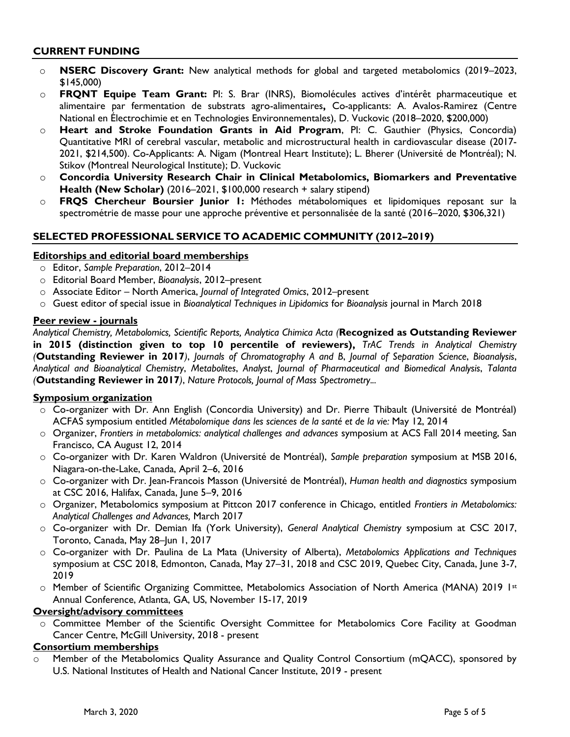## CURRENT FUNDING

- **NSERC Discovery Grant:** New analytical methods for global and targeted metabolomics (2019–2023, $145,000)
- **FRQNT Equipe Team Grant:** PI: S. Brar (INRS), Biomolécules actives d'intérêt pharmaceutique et alimentaire par fermentation de substrats agro-alimentaires**,** Co-applicants: A. Avalos-Ramirez (Centre National en Électrochimie et en Technologies Environnementales), D. Vuckovic (2018–2020, $200,000)
- **Heart and Stroke Foundation Grants in Aid Program**, PI: C. Gauthier (Physics, Concordia) Quantitative MRI of cerebral vascular, metabolic and microstructural health in cardiovascular disease (2017-2021, $214,500). Co-Applicants: A. Nigam (Montreal Heart Institute); L. Bherer (Université de Montréal); N. Stikov (Montreal Neurological Institute); D. Vuckovic
- **Concordia University Research Chair in Clinical Metabolomics, Biomarkers and Preventative Health (New Scholar)** (2016–2021, $100,000 research + salary stipend)
- **FRQS Chercheur Boursier Junior 1:** Méthodes métabolomiques et lipidomiques reposant sur la spectrométrie de masse pour une approche préventive et personnalisée de la santé (2016–2020, $306,321)

## SELECTED PROFESSIONAL SERVICE TO ACADEMIC COMMUNITY (2012–2019)

### Editorships and editorial board memberships

- Editor, *Sample Preparation*, 2012–2014
- Editorial Board Member, *Bioanalysis*, 2012–present
- Associate Editor – North America, *Journal of Integrated Omics*, 2012–present
- Guest editor of special issue in *Bioanalytical Techniques in Lipidomics* for *Bioanalysis* journal in March 2018

### Peer review - journals

*Analytical Chemistry, Metabolomics, Scientific Reports, Analytica Chimica Acta (***Recognized as Outstanding Reviewer in 2015 (distinction given to top 10 percentile of reviewers),** *TrAC Trends in Analytical Chemistry (***Outstanding Reviewer in 2017***)*, *Journals of Chromatography A and B*, *Journal of Separation Science*, *Bioanalysis*, *Analytical and Bioanalytical Chemistry*, *Metabolites*, *Analyst*, *Journal of Pharmaceutical and Biomedical Analysis*, *Talanta (***Outstanding Reviewer in 2017***)*, *Nature Protocols, Journal of Mass Spectrometry...*

### Symposium organization

- Co-organizer with Dr. Ann English (Concordia University) and Dr. Pierre Thibault (Université de Montréal) ACFAS symposium entitled *Métabolomique dans les sciences de la santé et de la vie:* May 12, 2014
- Organizer, *Frontiers in metabolomics: analytical challenges and advances* symposium at ACS Fall 2014 meeting, San Francisco, CA August 12, 2014
- Co-organizer with Dr. Karen Waldron (Université de Montréal), *Sample preparation* symposium at MSB 2016, Niagara-on-the-Lake, Canada, April 2–6, 2016
- Co-organizer with Dr. Jean-Francois Masson (Université de Montréal), *Human health and diagnostics* symposium at CSC 2016, Halifax, Canada, June 5–9, 2016
- Organizer, Metabolomics symposium at Pittcon 2017 conference in Chicago, entitled *Frontiers in Metabolomics: Analytical Challenges and Advances,* March 2017
- Co-organizer with Dr. Demian Ifa (York University), *General Analytical Chemistry* symposium at CSC 2017, Toronto, Canada, May 28–Jun 1, 2017
- Co-organizer with Dr. Paulina de La Mata (University of Alberta), *Metabolomics Applications and Techniques* symposium at CSC 2018, Edmonton, Canada, May 27–31, 2018 and CSC 2019, Quebec City, Canada, June 3-7, 2019
- Member of Scientific Organizing Committee, Metabolomics Association of North America (MANA) 2019 1st Annual Conference, Atlanta, GA, US, November 15-17, 2019

### Oversight/advisory committees

- Committee Member of the Scientific Oversight Committee for Metabolomics Core Facility at Goodman Cancer Centre, McGill University, 2018 - present

### Consortium memberships

- Member of the Metabolomics Quality Assurance and Quality Control Consortium (mQACC), sponsored by U.S. National Institutes of Health and National Cancer Institute, 2019 - present